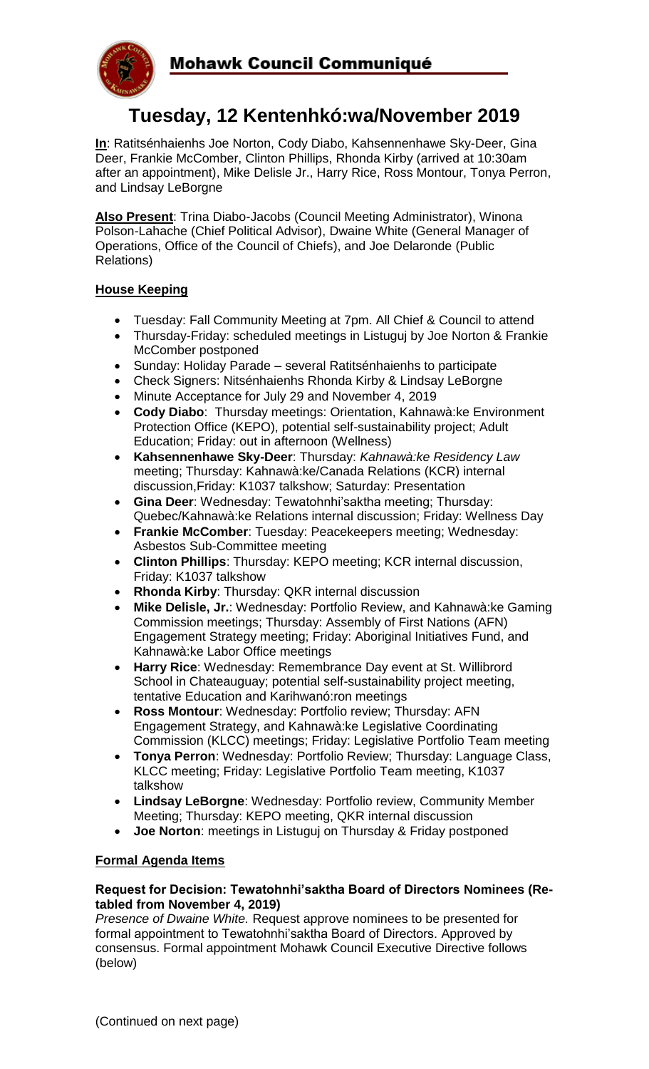# Mohawk Council Communiqué

## Tuesday, 12 Kentenhkó:wa/November 2019

**In**: Ratitsénhaienhs Joe Norton, Cody Diabo, Kahsennenhawe Sky-Deer, Gina Deer, Frankie McComber, Clinton Phillips, Rhonda Kirby (arrived at 10:30am after an appointment), Mike Delisle Jr., Harry Rice, Ross Montour, Tonya Perron, and Lindsay LeBorgne

**Also Present**: Trina Diabo-Jacobs (Council Meeting Administrator), Winona Polson-Lahache (Chief Political Advisor), Dwaine White (General Manager of Operations, Office of the Council of Chiefs), and Joe Delaronde (Public Relations)

### House Keeping

- Tuesday: Fall Community Meeting at 7pm. All Chief & Council to attend
- Thursday-Friday: scheduled meetings in Listuguj by Joe Norton & Frankie McComber postponed
- Sunday: Holiday Parade – several Ratitsénhaienhs to participate
- Check Signers: Nitsénhaienhs Rhonda Kirby & Lindsay LeBorgne
- Minute Acceptance for July 29 and November 4, 2019
- **Cody Diabo**: Thursday meetings: Orientation, Kahnawà:ke Environment Protection Office (KEPO), potential self-sustainability project; Adult Education; Friday: out in afternoon (Wellness)
- **Kahsennenhawe Sky-Deer**: Thursday: *Kahnawà:ke Residency Law* meeting; Thursday: Kahnawà:ke/Canada Relations (KCR) internal discussion,Friday: K1037 talkshow; Saturday: Presentation
- **Gina Deer**: Wednesday: Tewatohnhi'saktha meeting; Thursday: Quebec/Kahnawà:ke Relations internal discussion; Friday: Wellness Day
- **Frankie McComber**: Tuesday: Peacekeepers meeting; Wednesday: Asbestos Sub-Committee meeting
- **Clinton Phillips**: Thursday: KEPO meeting; KCR internal discussion, Friday: K1037 talkshow
- **Rhonda Kirby**: Thursday: QKR internal discussion
- **Mike Delisle, Jr.**: Wednesday: Portfolio Review, and Kahnawà:ke Gaming Commission meetings; Thursday: Assembly of First Nations (AFN) Engagement Strategy meeting; Friday: Aboriginal Initiatives Fund, and Kahnawà:ke Labor Office meetings
- **Harry Rice**: Wednesday: Remembrance Day event at St. Willibrord School in Chateauguay; potential self-sustainability project meeting, tentative Education and Karihwanó:ron meetings
- **Ross Montour**: Wednesday: Portfolio review; Thursday: AFN Engagement Strategy, and Kahnawà:ke Legislative Coordinating Commission (KLCC) meetings; Friday: Legislative Portfolio Team meeting
- **Tonya Perron**: Wednesday: Portfolio Review; Thursday: Language Class, KLCC meeting; Friday: Legislative Portfolio Team meeting, K1037 talkshow
- **Lindsay LeBorgne**: Wednesday: Portfolio review, Community Member Meeting; Thursday: KEPO meeting, QKR internal discussion
- **Joe Norton**: meetings in Listuguj on Thursday & Friday postponed

### Formal Agenda Items

**Request for Decision: Tewatohnhi'saktha Board of Directors Nominees (Re-tabled from November 4, 2019)**
*Presence of Dwaine White.* Request approve nominees to be presented for formal appointment to Tewatohnhi'saktha Board of Directors. Approved by consensus. Formal appointment Mohawk Council Executive Directive follows (below)

(Continued on next page)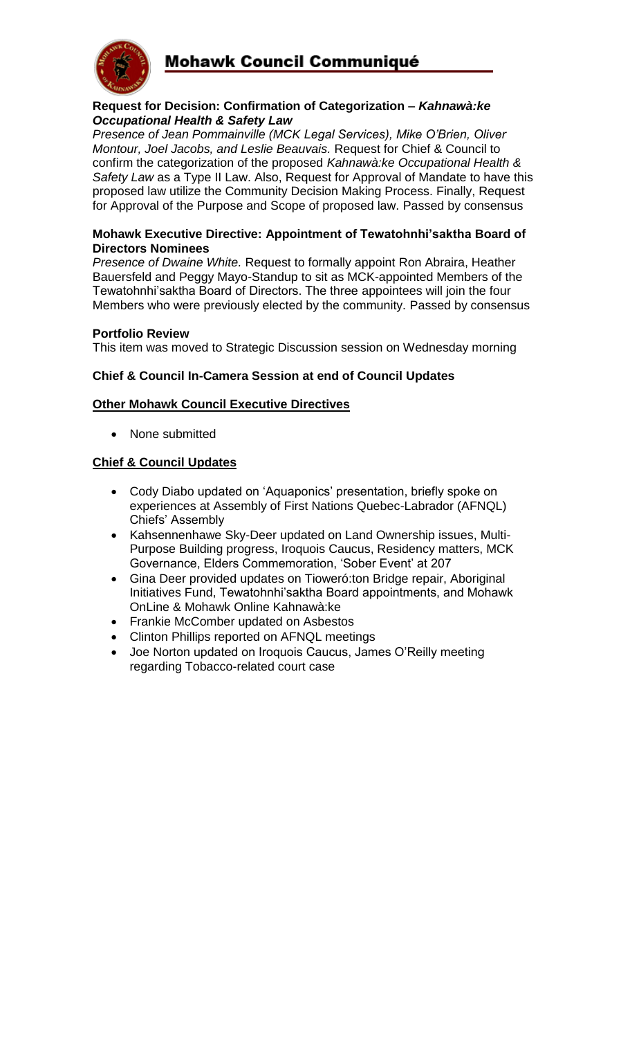**Request for Decision: Confirmation of Categorization –** ***Kahnawà:ke Occupational Health & Safety Law***

*Presence of Jean Pommainville (MCK Legal Services), Mike O'Brien, Oliver Montour, Joel Jacobs, and Leslie Beauvais.* Request for Chief & Council to confirm the categorization of the proposed *Kahnawà:ke Occupational Health & Safety Law* as a Type II Law. Also, Request for Approval of Mandate to have this proposed law utilize the Community Decision Making Process. Finally, Request for Approval of the Purpose and Scope of proposed law. Passed by consensus

**Mohawk Executive Directive: Appointment of Tewatohnhi'saktha Board of Directors Nominees**

*Presence of Dwaine White.* Request to formally appoint Ron Abraira, Heather Bauersfeld and Peggy Mayo-Standup to sit as MCK-appointed Members of the Tewatohnhi'saktha Board of Directors. The three appointees will join the four Members who were previously elected by the community. Passed by consensus

**Portfolio Review**

This item was moved to Strategic Discussion session on Wednesday morning

**Chief & Council In-Camera Session at end of Council Updates**

**Other Mohawk Council Executive Directives**

- None submitted

**Chief & Council Updates**

- Cody Diabo updated on 'Aquaponics' presentation, briefly spoke on experiences at Assembly of First Nations Quebec-Labrador (AFNQL) Chiefs' Assembly
- Kahsennenhawe Sky-Deer updated on Land Ownership issues, Multi-Purpose Building progress, Iroquois Caucus, Residency matters, MCK Governance, Elders Commemoration, 'Sober Event' at 207
- Gina Deer provided updates on Tioweró:ton Bridge repair, Aboriginal Initiatives Fund, Tewatohnhi'saktha Board appointments, and Mohawk OnLine & Mohawk Online Kahnawà:ke
- Frankie McComber updated on Asbestos
- Clinton Phillips reported on AFNQL meetings
- Joe Norton updated on Iroquois Caucus, James O'Reilly meeting regarding Tobacco-related court case